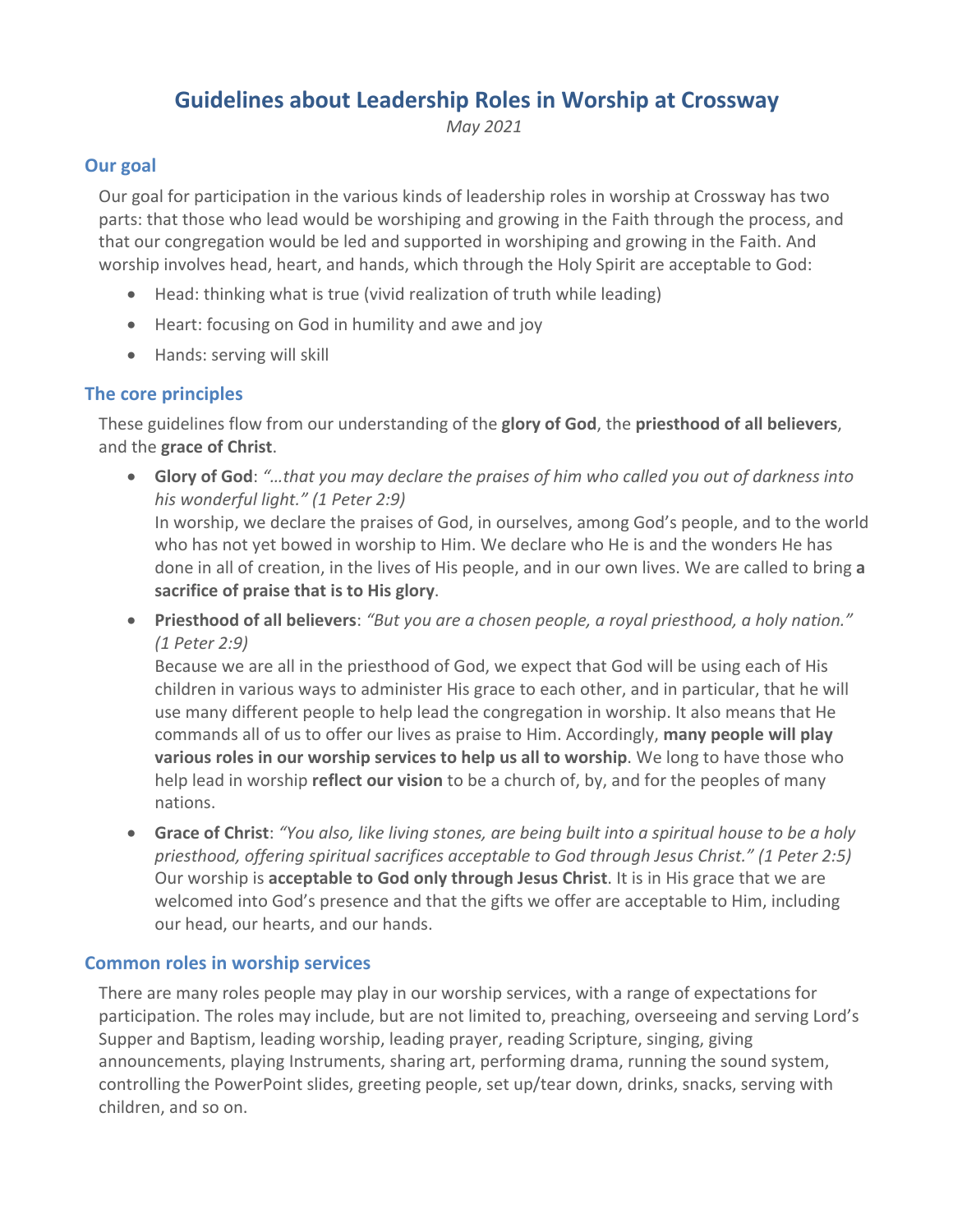# Guidelines about Leadership Roles in Worship at Crossway

*May 2021*

## Our goal

Our goal for participation in the various kinds of leadership roles in worship at Crossway has two parts: that those who lead would be worshiping and growing in the Faith through the process, and that our congregation would be led and supported in worshiping and growing in the Faith. And worship involves head, heart, and hands, which through the Holy Spirit are acceptable to God:

- Head: thinking what is true (vivid realization of truth while leading)
- Heart: focusing on God in humility and awe and joy
- Hands: serving will skill

## The core principles

These guidelines flow from our understanding of the **glory of God**, the **priesthood of all believers**, and the **grace of Christ**.

- **Glory of God**: *"…that you may declare the praises of him who called you out of darkness into his wonderful light." (1 Peter 2:9)*
  In worship, we declare the praises of God, in ourselves, among God's people, and to the world who has not yet bowed in worship to Him. We declare who He is and the wonders He has done in all of creation, in the lives of His people, and in our own lives. We are called to bring **a sacrifice of praise that is to His glory**.
- **Priesthood of all believers**: *"But you are a chosen people, a royal priesthood, a holy nation." (1 Peter 2:9)*
  Because we are all in the priesthood of God, we expect that God will be using each of His children in various ways to administer His grace to each other, and in particular, that he will use many different people to help lead the congregation in worship. It also means that He commands all of us to offer our lives as praise to Him. Accordingly, **many people will play various roles in our worship services to help us all to worship**. We long to have those who help lead in worship **reflect our vision** to be a church of, by, and for the peoples of many nations.
- **Grace of Christ**: *"You also, like living stones, are being built into a spiritual house to be a holy priesthood, offering spiritual sacrifices acceptable to God through Jesus Christ." (1 Peter 2:5)*
  Our worship is **acceptable to God only through Jesus Christ**. It is in His grace that we are welcomed into God's presence and that the gifts we offer are acceptable to Him, including our head, our hearts, and our hands.

## Common roles in worship services

There are many roles people may play in our worship services, with a range of expectations for participation. The roles may include, but are not limited to, preaching, overseeing and serving Lord's Supper and Baptism, leading worship, leading prayer, reading Scripture, singing, giving announcements, playing Instruments, sharing art, performing drama, running the sound system, controlling the PowerPoint slides, greeting people, set up/tear down, drinks, snacks, serving with children, and so on.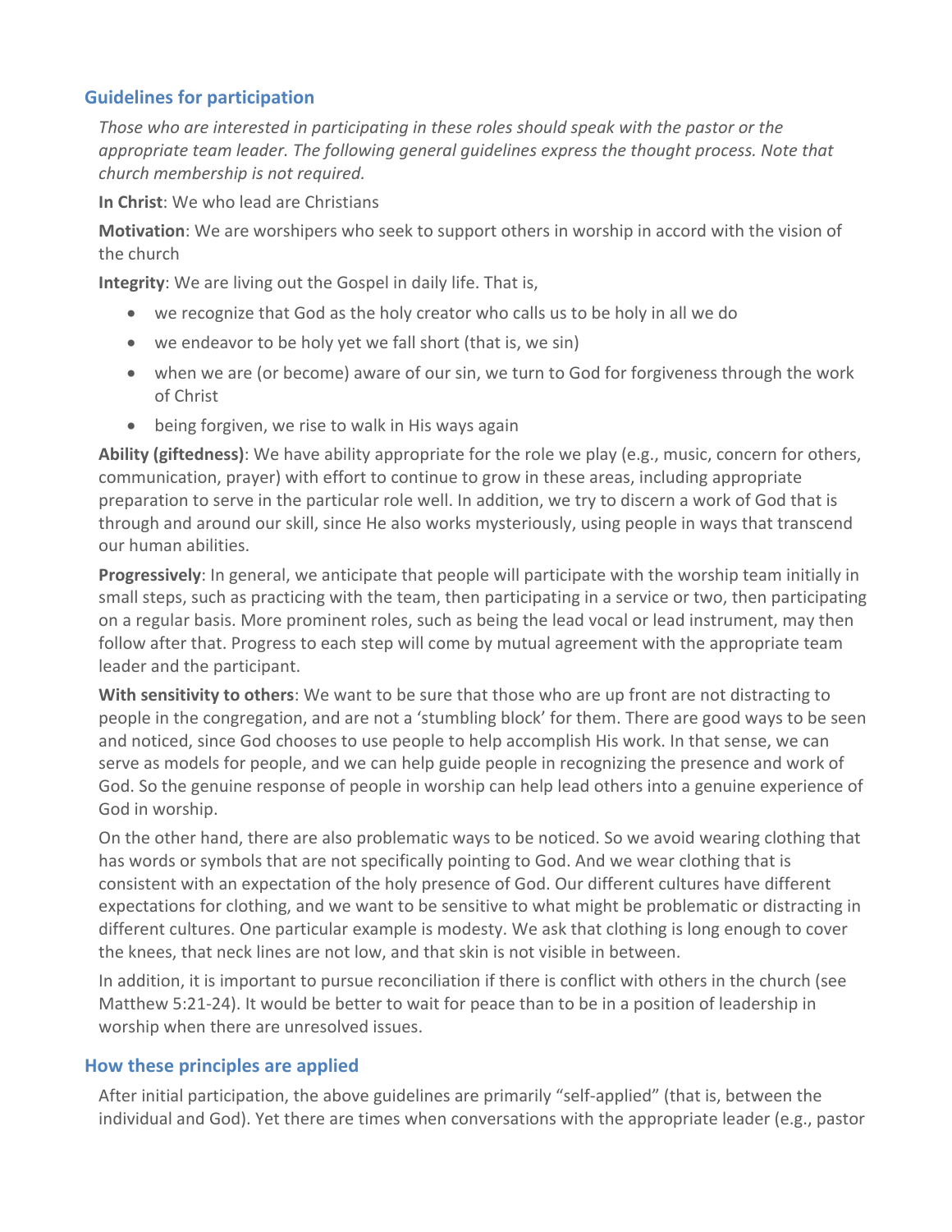## Guidelines for participation

*Those who are interested in participating in these roles should speak with the pastor or the appropriate team leader. The following general guidelines express the thought process. Note that church membership is not required.*

**In Christ**: We who lead are Christians

**Motivation**: We are worshipers who seek to support others in worship in accord with the vision of the church

**Integrity**: We are living out the Gospel in daily life. That is,

- we recognize that God as the holy creator who calls us to be holy in all we do
- we endeavor to be holy yet we fall short (that is, we sin)
- when we are (or become) aware of our sin, we turn to God for forgiveness through the work of Christ
- being forgiven, we rise to walk in His ways again

**Ability (giftedness)**: We have ability appropriate for the role we play (e.g., music, concern for others, communication, prayer) with effort to continue to grow in these areas, including appropriate preparation to serve in the particular role well. In addition, we try to discern a work of God that is through and around our skill, since He also works mysteriously, using people in ways that transcend our human abilities.

**Progressively**: In general, we anticipate that people will participate with the worship team initially in small steps, such as practicing with the team, then participating in a service or two, then participating on a regular basis. More prominent roles, such as being the lead vocal or lead instrument, may then follow after that. Progress to each step will come by mutual agreement with the appropriate team leader and the participant.

**With sensitivity to others**: We want to be sure that those who are up front are not distracting to people in the congregation, and are not a 'stumbling block' for them. There are good ways to be seen and noticed, since God chooses to use people to help accomplish His work. In that sense, we can serve as models for people, and we can help guide people in recognizing the presence and work of God. So the genuine response of people in worship can help lead others into a genuine experience of God in worship.

On the other hand, there are also problematic ways to be noticed. So we avoid wearing clothing that has words or symbols that are not specifically pointing to God. And we wear clothing that is consistent with an expectation of the holy presence of God. Our different cultures have different expectations for clothing, and we want to be sensitive to what might be problematic or distracting in different cultures. One particular example is modesty. We ask that clothing is long enough to cover the knees, that neck lines are not low, and that skin is not visible in between.

In addition, it is important to pursue reconciliation if there is conflict with others in the church (see Matthew 5:21-24). It would be better to wait for peace than to be in a position of leadership in worship when there are unresolved issues.

## How these principles are applied

After initial participation, the above guidelines are primarily "self-applied" (that is, between the individual and God). Yet there are times when conversations with the appropriate leader (e.g., pastor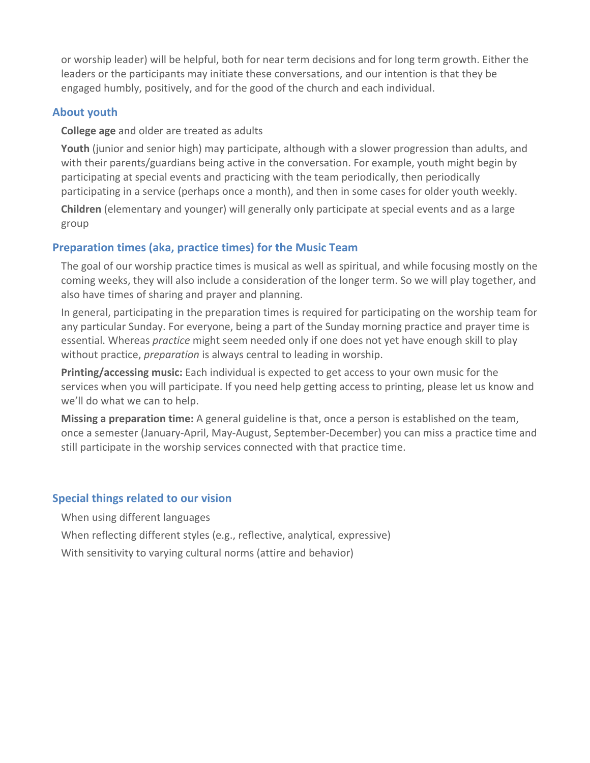or worship leader) will be helpful, both for near term decisions and for long term growth. Either the leaders or the participants may initiate these conversations, and our intention is that they be engaged humbly, positively, and for the good of the church and each individual.

## About youth

**College age** and older are treated as adults

**Youth** (junior and senior high) may participate, although with a slower progression than adults, and with their parents/guardians being active in the conversation. For example, youth might begin by participating at special events and practicing with the team periodically, then periodically participating in a service (perhaps once a month), and then in some cases for older youth weekly.

**Children** (elementary and younger) will generally only participate at special events and as a large group

## Preparation times (aka, practice times) for the Music Team

The goal of our worship practice times is musical as well as spiritual, and while focusing mostly on the coming weeks, they will also include a consideration of the longer term. So we will play together, and also have times of sharing and prayer and planning.

In general, participating in the preparation times is required for participating on the worship team for any particular Sunday. For everyone, being a part of the Sunday morning practice and prayer time is essential. Whereas *practice* might seem needed only if one does not yet have enough skill to play without practice, *preparation* is always central to leading in worship.

**Printing/accessing music:** Each individual is expected to get access to your own music for the services when you will participate. If you need help getting access to printing, please let us know and we'll do what we can to help.

**Missing a preparation time:** A general guideline is that, once a person is established on the team, once a semester (January-April, May-August, September-December) you can miss a practice time and still participate in the worship services connected with that practice time.

## Special things related to our vision

When using different languages

When reflecting different styles (e.g., reflective, analytical, expressive)

With sensitivity to varying cultural norms (attire and behavior)